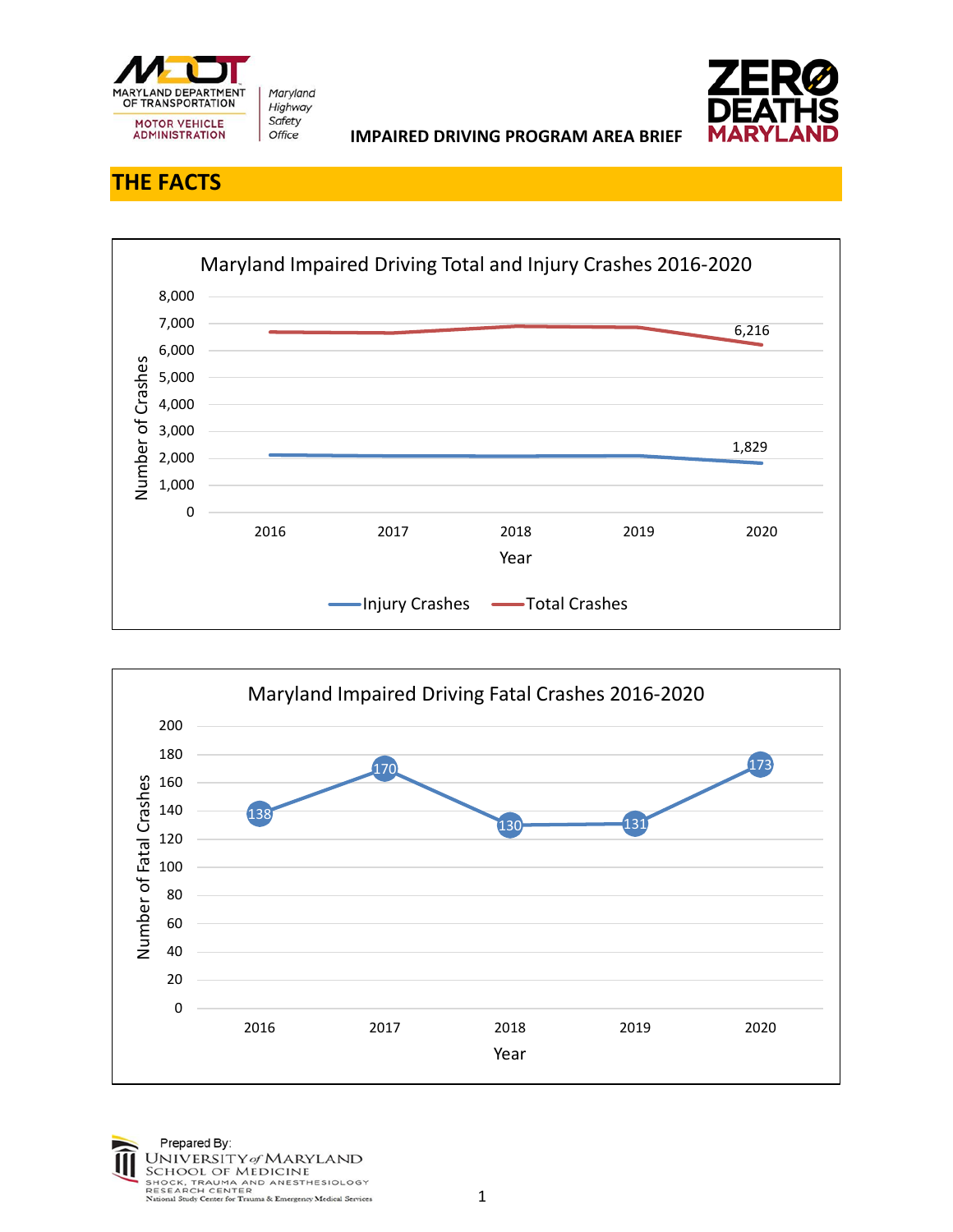MARYLAND DEPARTMENT OF TRANSPORTATION
MOTOR VEHICLE ADMINISTRATION

*Maryland Highway Safety Office*

**IMPAIRED DRIVING PROGRAM AREA BRIEF**

ZERO DEATHS MARYLAND

## THE FACTS

### Maryland Impaired Driving Total and Injury Crashes 2016-2020

Number of Crashes (y-axis: 0 – 8,000); Year (x-axis: 2016 – 2020)

| Year | Injury Crashes | Total Crashes |
|---|---|---|
| 2020 | 1,829 | 6,216 |

Legend: Injury Crashes, Total Crashes

### Maryland Impaired Driving Fatal Crashes 2016-2020

Number of Fatal Crashes (y-axis: 0 – 200); Year (x-axis)

| Year | Fatal Crashes |
|---|---|
| 2016 | 138 |
| 2017 | 170 |
| 2018 | 130 |
| 2019 | 131 |
| 2020 | 173 |

Prepared By:
University of Maryland School of Medicine
Shock, Trauma and Anesthesiology Research Center
National Study Center for Trauma & Emergency Medical Services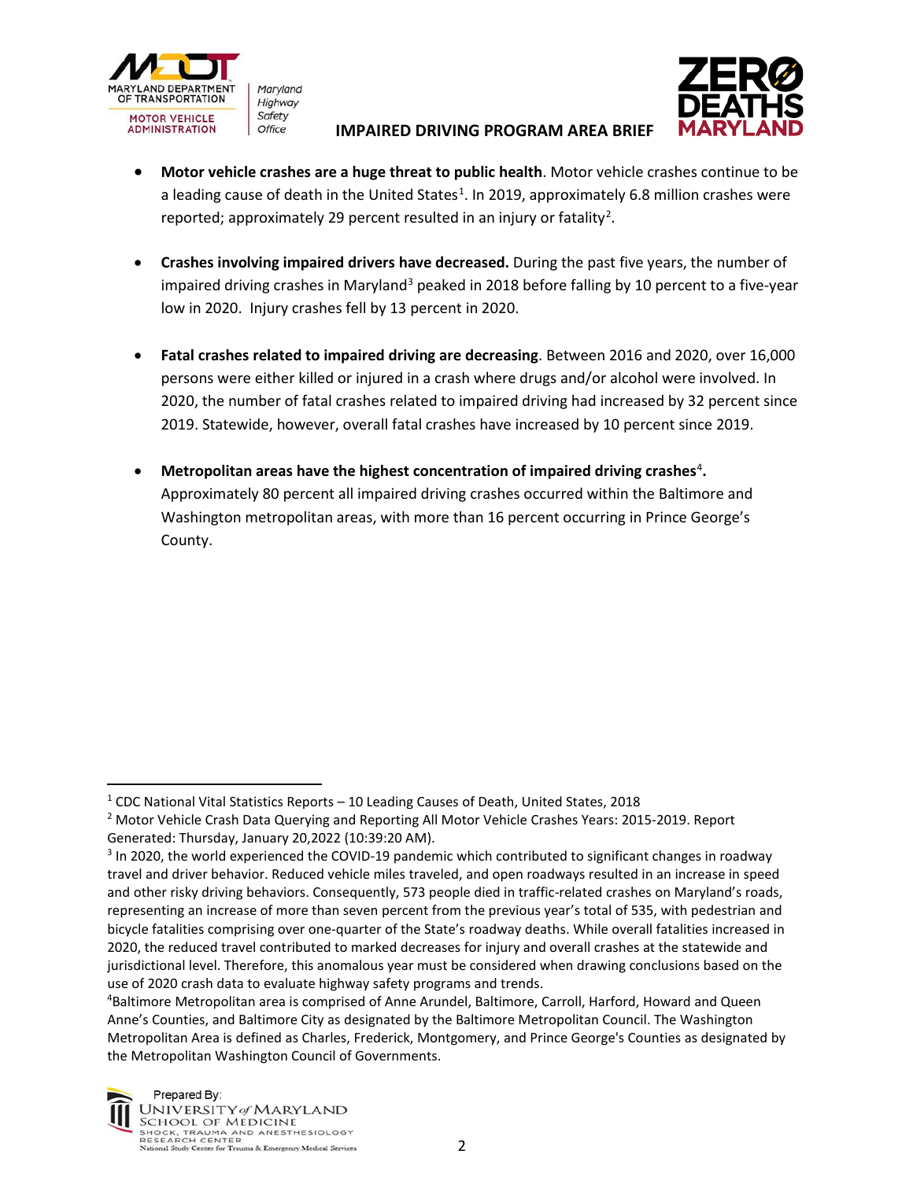**IMPAIRED DRIVING PROGRAM AREA BRIEF**

- **Motor vehicle crashes are a huge threat to public health**. Motor vehicle crashes continue to be a leading cause of death in the United States[1]. In 2019, approximately 6.8 million crashes were reported; approximately 29 percent resulted in an injury or fatality[2].

- **Crashes involving impaired drivers have decreased.** During the past five years, the number of impaired driving crashes in Maryland[3] peaked in 2018 before falling by 10 percent to a five-year low in 2020. Injury crashes fell by 13 percent in 2020.

- **Fatal crashes related to impaired driving are decreasing**. Between 2016 and 2020, over 16,000 persons were either killed or injured in a crash where drugs and/or alcohol were involved. In 2020, the number of fatal crashes related to impaired driving had increased by 32 percent since 2019. Statewide, however, overall fatal crashes have increased by 10 percent since 2019.

- **Metropolitan areas have the highest concentration of impaired driving crashes[4].** Approximately 80 percent all impaired driving crashes occurred within the Baltimore and Washington metropolitan areas, with more than 16 percent occurring in Prince George's County.

---

[1] CDC National Vital Statistics Reports – 10 Leading Causes of Death, United States, 2018

[2] Motor Vehicle Crash Data Querying and Reporting All Motor Vehicle Crashes Years: 2015-2019. Report Generated: Thursday, January 20,2022 (10:39:20 AM).

[3] In 2020, the world experienced the COVID-19 pandemic which contributed to significant changes in roadway travel and driver behavior. Reduced vehicle miles traveled, and open roadways resulted in an increase in speed and other risky driving behaviors. Consequently, 573 people died in traffic-related crashes on Maryland's roads, representing an increase of more than seven percent from the previous year's total of 535, with pedestrian and bicycle fatalities comprising over one-quarter of the State's roadway deaths. While overall fatalities increased in 2020, the reduced travel contributed to marked decreases for injury and overall crashes at the statewide and jurisdictional level. Therefore, this anomalous year must be considered when drawing conclusions based on the use of 2020 crash data to evaluate highway safety programs and trends.

[4] Baltimore Metropolitan area is comprised of Anne Arundel, Baltimore, Carroll, Harford, Howard and Queen Anne's Counties, and Baltimore City as designated by the Baltimore Metropolitan Council. The Washington Metropolitan Area is defined as Charles, Frederick, Montgomery, and Prince George's Counties as designated by the Metropolitan Washington Council of Governments.

Prepared By: University of Maryland School of Medicine, Shock, Trauma and Anesthesiology Research Center, National Study Center for Trauma & Emergency Medical Services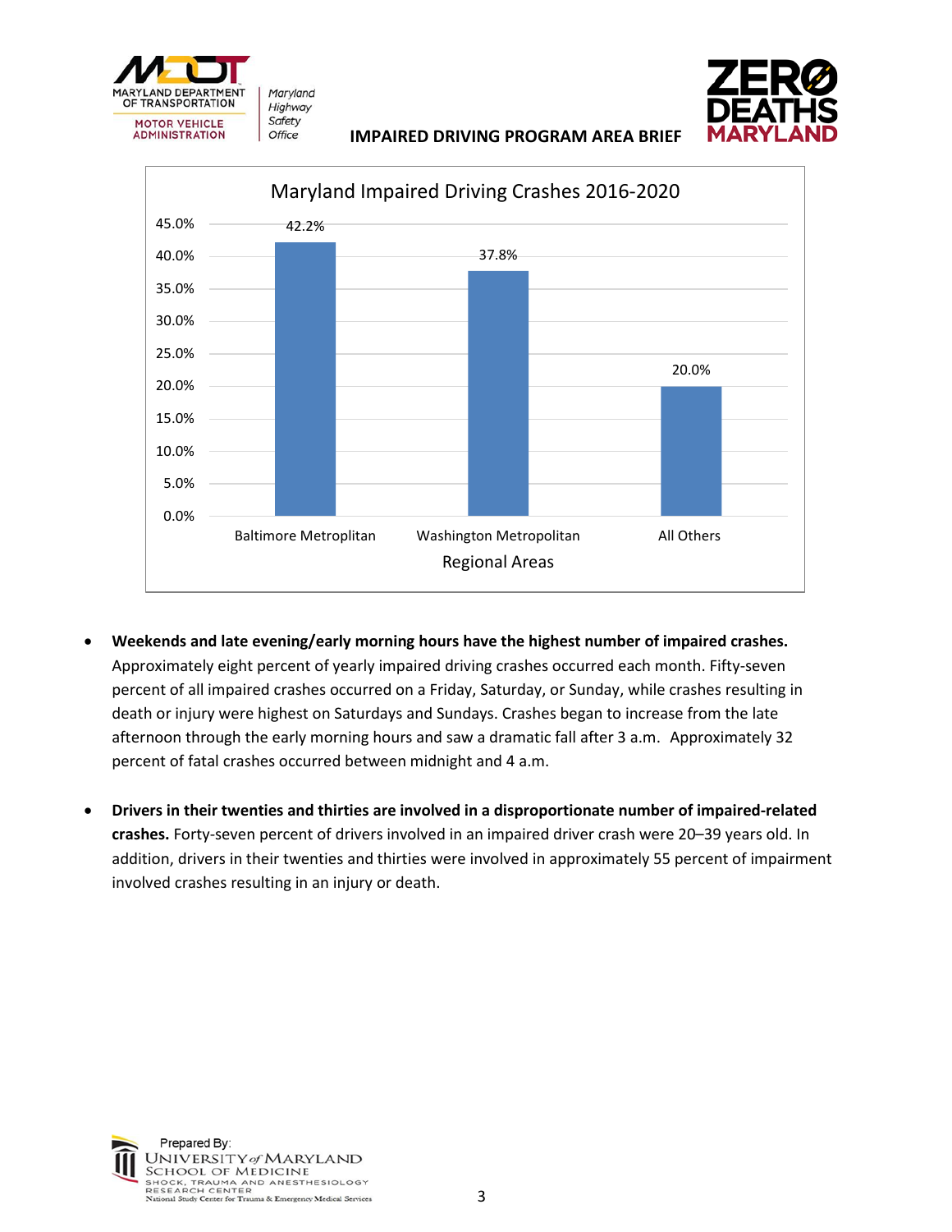Maryland Impaired Driving Crashes 2016-2020

45.0%
40.0%
35.0%
30.0%
25.0%
20.0%
15.0%
10.0%
5.0%
0.0%

42.2%
37.8%
20.0%

Baltimore Metroplitan
Washington Metropolitan
All Others

Regional Areas

- **Weekends and late evening/early morning hours have the highest number of impaired crashes.** Approximately eight percent of yearly impaired driving crashes occurred each month. Fifty-seven percent of all impaired crashes occurred on a Friday, Saturday, or Sunday, while crashes resulting in death or injury were highest on Saturdays and Sundays. Crashes began to increase from the late afternoon through the early morning hours and saw a dramatic fall after 3 a.m. Approximately 32 percent of fatal crashes occurred between midnight and 4 a.m.

- **Drivers in their twenties and thirties are involved in a disproportionate number of impaired-related crashes.** Forty-seven percent of drivers involved in an impaired driver crash were 20–39 years old. In addition, drivers in their twenties and thirties were involved in approximately 55 percent of impairment involved crashes resulting in an injury or death.